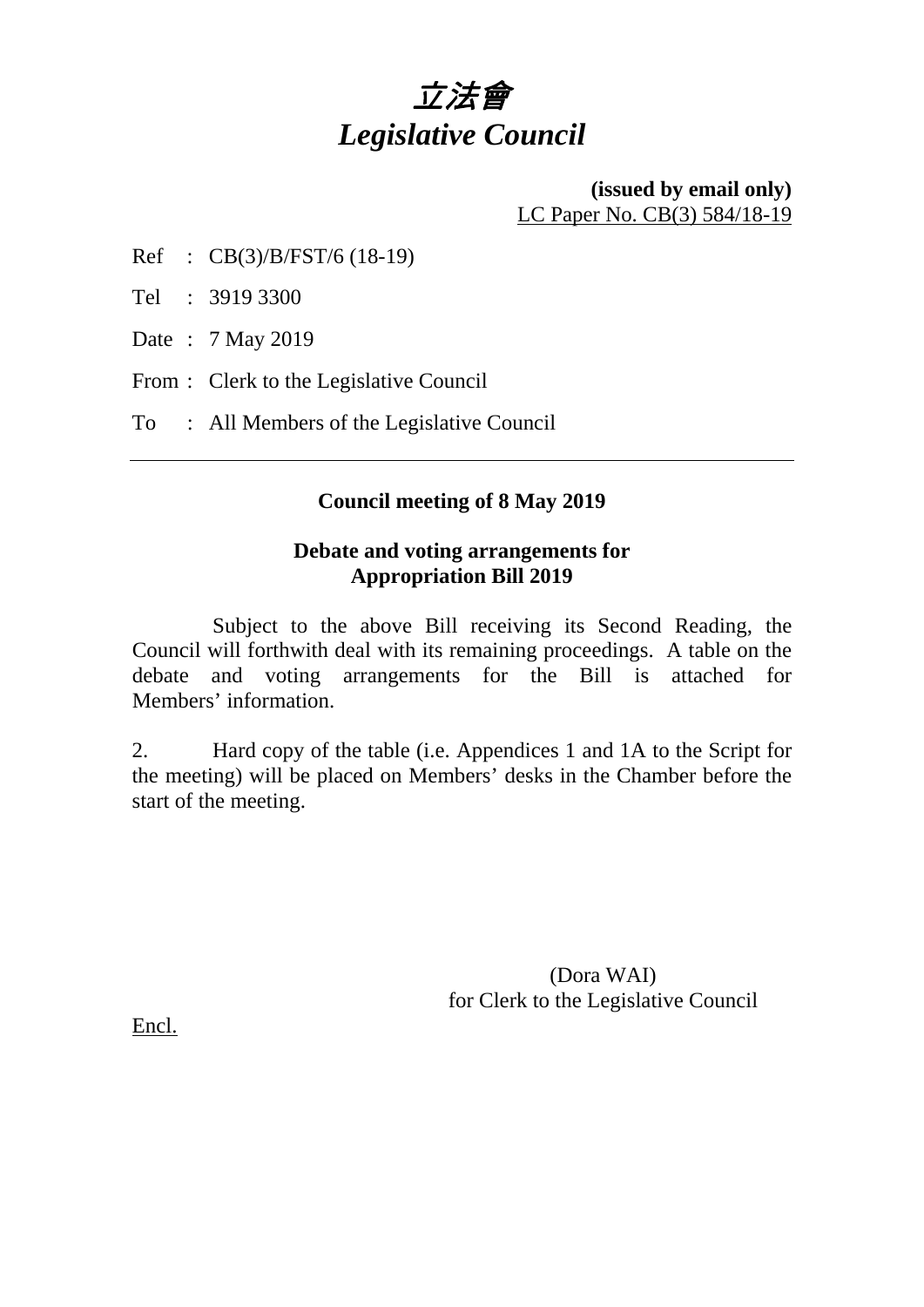# *立法會*
# *Legislative Council*

**(issued by email only)**
LC Paper No. CB(3) 584/18-19

Ref : CB(3)/B/FST/6 (18-19)

Tel : 3919 3300

Date : 7 May 2019

From : Clerk to the Legislative Council

To : All Members of the Legislative Council

---

**Council meeting of 8 May 2019**

**Debate and voting arrangements for Appropriation Bill 2019**

Subject to the above Bill receiving its Second Reading, the Council will forthwith deal with its remaining proceedings. A table on the debate and voting arrangements for the Bill is attached for Members' information.

2. Hard copy of the table (i.e. Appendices 1 and 1A to the Script for the meeting) will be placed on Members' desks in the Chamber before the start of the meeting.

(Dora WAI)
for Clerk to the Legislative Council

Encl.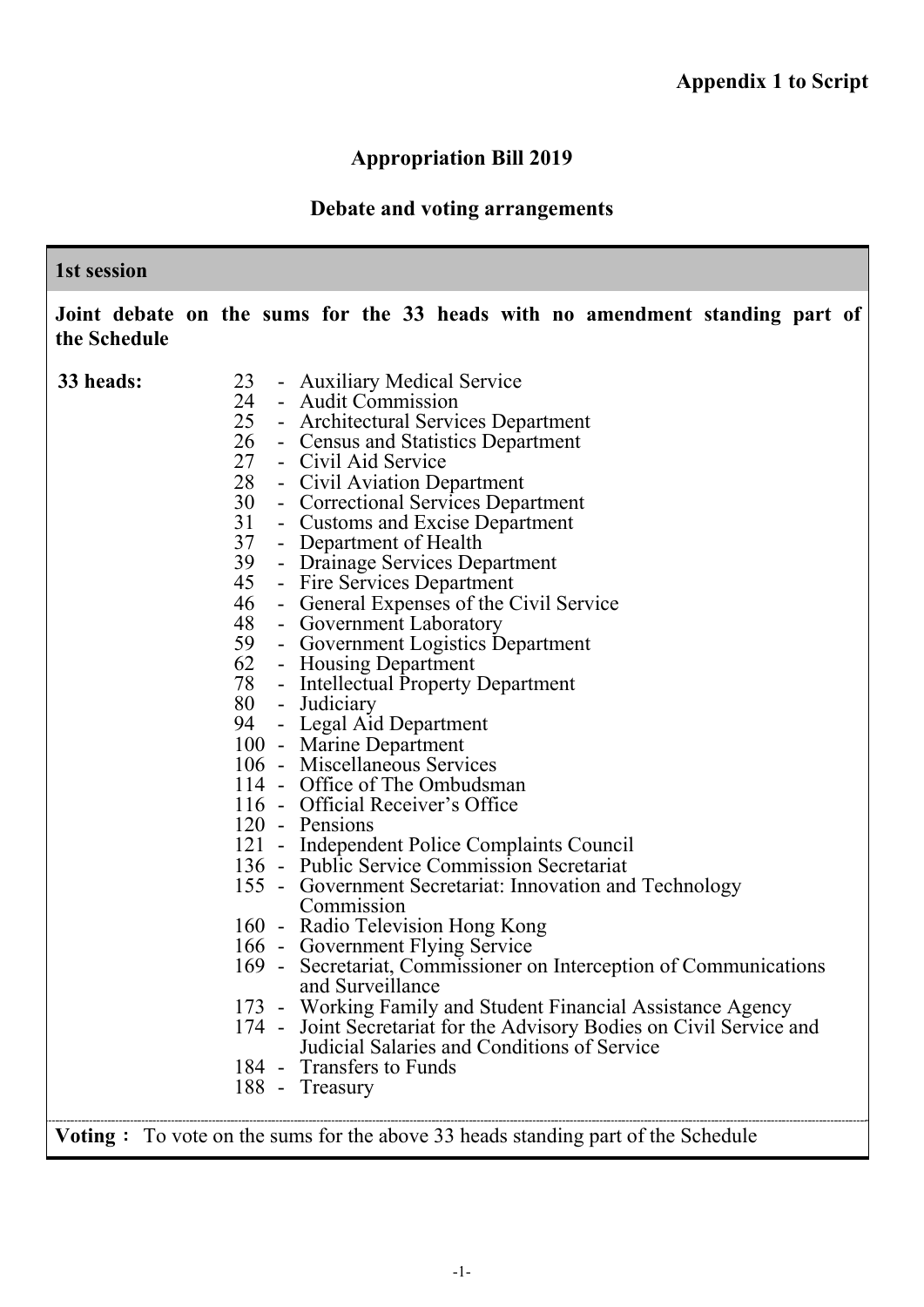**Appendix 1 to Script**

# Appropriation Bill 2019

## Debate and voting arrangements

### 1st session

**Joint debate on the sums for the 33 heads with no amendment standing part of the Schedule**

**33 heads:**

- 23 - Auxiliary Medical Service
- 24 - Audit Commission
- 25 - Architectural Services Department
- 26 - Census and Statistics Department
- 27 - Civil Aid Service
- 28 - Civil Aviation Department
- 30 - Correctional Services Department
- 31 - Customs and Excise Department
- 37 - Department of Health
- 39 - Drainage Services Department
- 45 - Fire Services Department
- 46 - General Expenses of the Civil Service
- 48 - Government Laboratory
- 59 - Government Logistics Department
- 62 - Housing Department
- 78 - Intellectual Property Department
- 80 - Judiciary
- 94 - Legal Aid Department
- 100 - Marine Department
- 106 - Miscellaneous Services
- 114 - Office of The Ombudsman
- 116 - Official Receiver's Office
- 120 - Pensions
- 121 - Independent Police Complaints Council
- 136 - Public Service Commission Secretariat
- 155 - Government Secretariat: Innovation and Technology Commission
- 160 - Radio Television Hong Kong
- 166 - Government Flying Service
- 169 - Secretariat, Commissioner on Interception of Communications and Surveillance
- 173 - Working Family and Student Financial Assistance Agency
- 174 - Joint Secretariat for the Advisory Bodies on Civil Service and Judicial Salaries and Conditions of Service
- 184 - Transfers to Funds
- 188 - Treasury

**Voting :** To vote on the sums for the above 33 heads standing part of the Schedule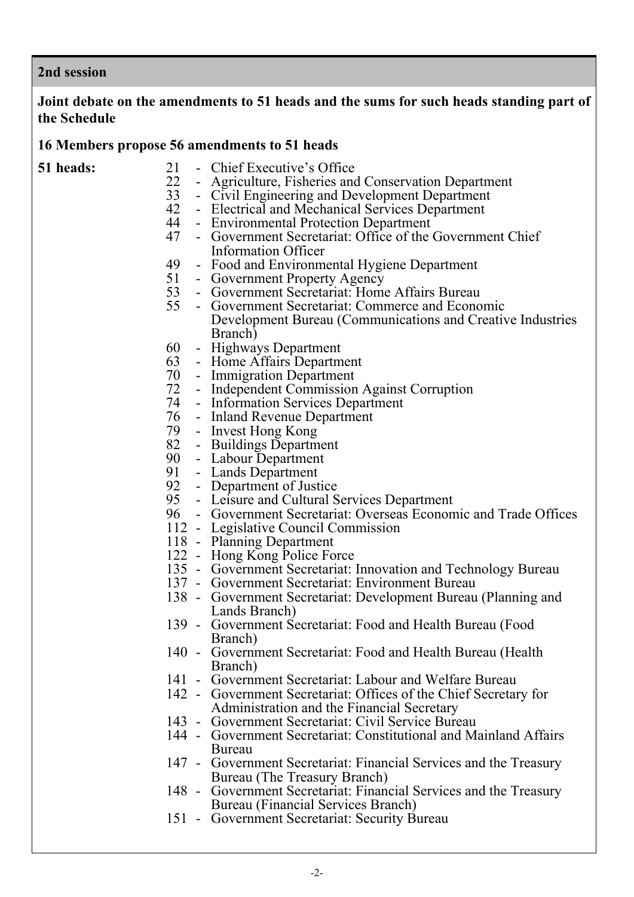## 2nd session

**Joint debate on the amendments to 51 heads and the sums for such heads standing part of the Schedule**

**16 Members propose 56 amendments to 51 heads**

**51 heads:**

- 21 - Chief Executive's Office
- 22 - Agriculture, Fisheries and Conservation Department
- 33 - Civil Engineering and Development Department
- 42 - Electrical and Mechanical Services Department
- 44 - Environmental Protection Department
- 47 - Government Secretariat: Office of the Government Chief Information Officer
- 49 - Food and Environmental Hygiene Department
- 51 - Government Property Agency
- 53 - Government Secretariat: Home Affairs Bureau
- 55 - Government Secretariat: Commerce and Economic Development Bureau (Communications and Creative Industries Branch)
- 60 - Highways Department
- 63 - Home Affairs Department
- 70 - Immigration Department
- 72 - Independent Commission Against Corruption
- 74 - Information Services Department
- 76 - Inland Revenue Department
- 79 - Invest Hong Kong
- 82 - Buildings Department
- 90 - Labour Department
- 91 - Lands Department
- 92 - Department of Justice
- 95 - Leisure and Cultural Services Department
- 96 - Government Secretariat: Overseas Economic and Trade Offices
- 112 - Legislative Council Commission
- 118 - Planning Department
- 122 - Hong Kong Police Force
- 135 - Government Secretariat: Innovation and Technology Bureau
- 137 - Government Secretariat: Environment Bureau
- 138 - Government Secretariat: Development Bureau (Planning and Lands Branch)
- 139 - Government Secretariat: Food and Health Bureau (Food Branch)
- 140 - Government Secretariat: Food and Health Bureau (Health Branch)
- 141 - Government Secretariat: Labour and Welfare Bureau
- 142 - Government Secretariat: Offices of the Chief Secretary for Administration and the Financial Secretary
- 143 - Government Secretariat: Civil Service Bureau
- 144 - Government Secretariat: Constitutional and Mainland Affairs Bureau
- 147 - Government Secretariat: Financial Services and the Treasury Bureau (The Treasury Branch)
- 148 - Government Secretariat: Financial Services and the Treasury Bureau (Financial Services Branch)
- 151 - Government Secretariat: Security Bureau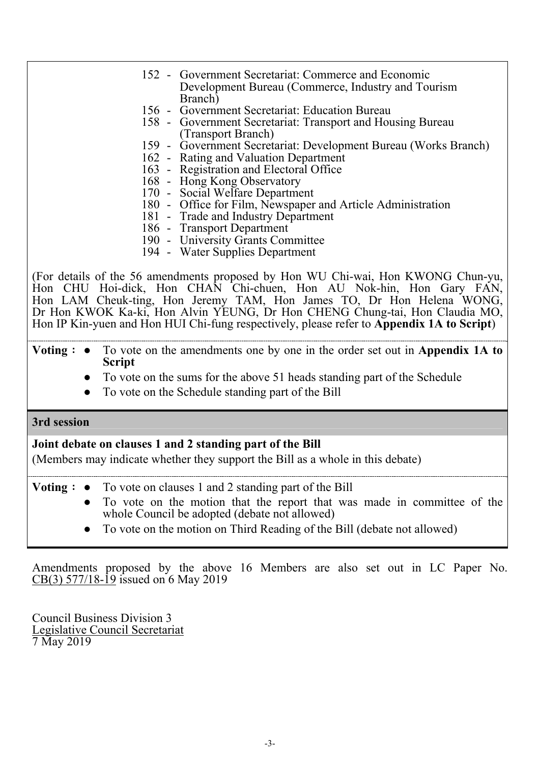152 - Government Secretariat: Commerce and Economic Development Bureau (Commerce, Industry and Tourism Branch)
156 - Government Secretariat: Education Bureau
158 - Government Secretariat: Transport and Housing Bureau (Transport Branch)
159 - Government Secretariat: Development Bureau (Works Branch)
162 - Rating and Valuation Department
163 - Registration and Electoral Office
168 - Hong Kong Observatory
170 - Social Welfare Department
180 - Office for Film, Newspaper and Article Administration
181 - Trade and Industry Department
186 - Transport Department
190 - University Grants Committee
194 - Water Supplies Department

(For details of the 56 amendments proposed by Hon WU Chi-wai, Hon KWONG Chun-yu, Hon CHU Hoi-dick, Hon CHAN Chi-chuen, Hon AU Nok-hin, Hon Gary FAN, Hon LAM Cheuk-ting, Hon Jeremy TAM, Hon James TO, Dr Hon Helena WONG, Dr Hon KWOK Ka-ki, Hon Alvin YEUNG, Dr Hon CHENG Chung-tai, Hon Claudia MO, Hon IP Kin-yuen and Hon HUI Chi-fung respectively, please refer to **Appendix 1A to Script**)

**Voting :**

- To vote on the amendments one by one in the order set out in **Appendix 1A to Script**
- To vote on the sums for the above 51 heads standing part of the Schedule
- To vote on the Schedule standing part of the Bill

## 3rd session

**Joint debate on clauses 1 and 2 standing part of the Bill**

(Members may indicate whether they support the Bill as a whole in this debate)

**Voting :**

- To vote on clauses 1 and 2 standing part of the Bill
- To vote on the motion that the report that was made in committee of the whole Council be adopted (debate not allowed)
- To vote on the motion on Third Reading of the Bill (debate not allowed)

Amendments proposed by the above 16 Members are also set out in LC Paper No. CB(3) 577/18-19 issued on 6 May 2019

Council Business Division 3
Legislative Council Secretariat
7 May 2019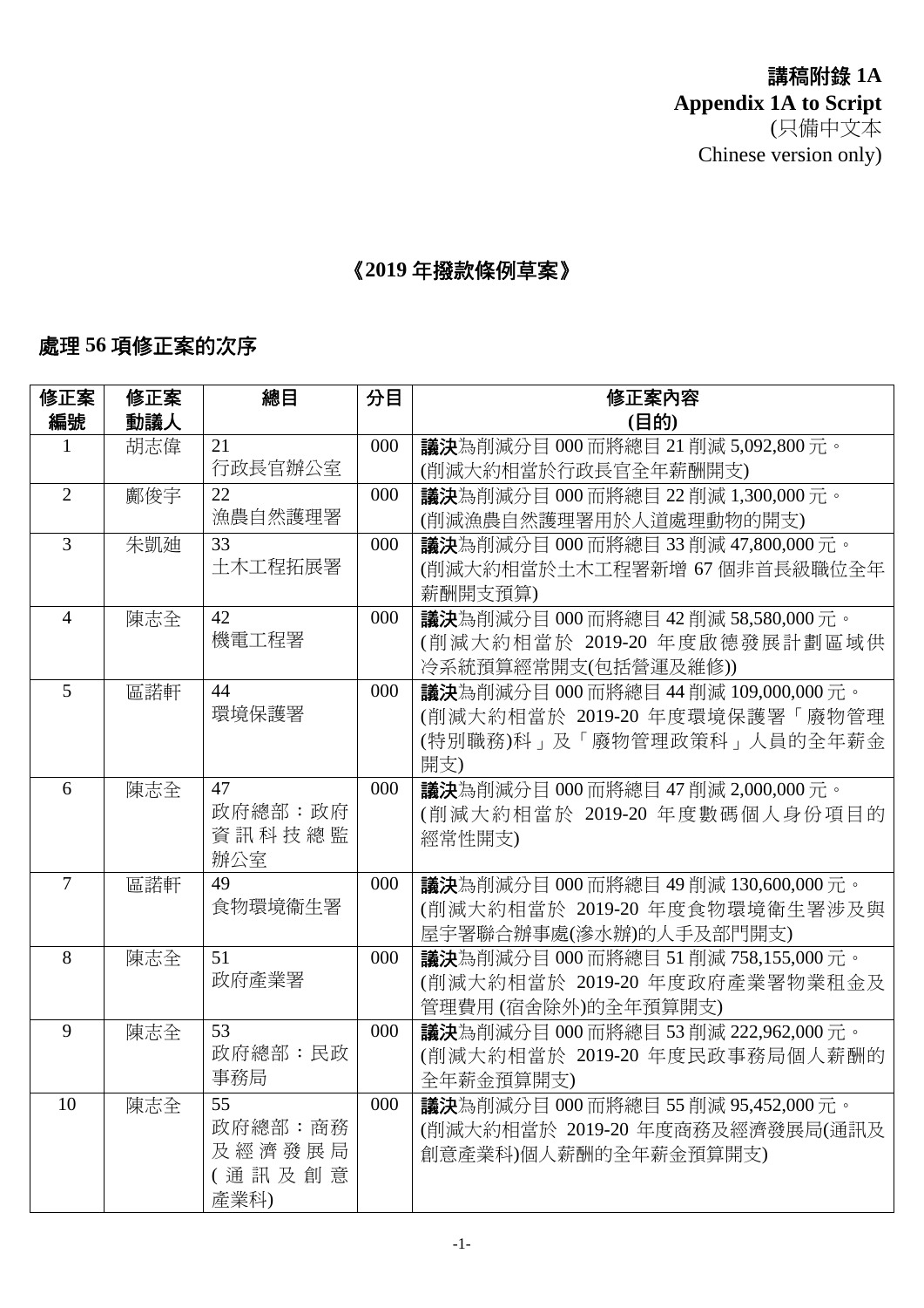**講稿附錄 1A**
**Appendix 1A to Script**
(只備中文本
Chinese version only)

## 《2019 年撥款條例草案》

### 處理 56 項修正案的次序

| 修正案編號 | 修正案動議人 | 總目 | 分目 | 修正案內容<br>(目的) |
|---|---|---|---|---|
| 1 | 胡志偉 | 21<br>行政長官辦公室 | 000 | **議決**為削減分目 000 而將總目 21 削減 5,092,800 元。<br>(削減大約相當於行政長官全年薪酬開支) |
| 2 | 鄺俊宇 | 22<br>漁農自然護理署 | 000 | **議決**為削減分目 000 而將總目 22 削減 1,300,000 元。<br>(削減漁農自然護理署用於人道處理動物的開支) |
| 3 | 朱凱廸 | 33<br>土木工程拓展署 | 000 | **議決**為削減分目 000 而將總目 33 削減 47,800,000 元。<br>(削減大約相當於土木工程署新增 67 個非首長級職位全年薪酬開支預算) |
| 4 | 陳志全 | 42<br>機電工程署 | 000 | **議決**為削減分目 000 而將總目 42 削減 58,580,000 元。<br>(削減大約相當於 2019-20 年度啟德發展計劃區域供冷系統預算經常開支(包括營運及維修)) |
| 5 | 區諾軒 | 44<br>環境保護署 | 000 | **議決**為削減分目 000 而將總目 44 削減 109,000,000 元。<br>(削減大約相當於 2019-20 年度環境保護署「廢物管理(特別職務)科」及「廢物管理政策科」人員的全年薪金開支) |
| 6 | 陳志全 | 47<br>政府總部：政府資訊科技總監辦公室 | 000 | **議決**為削減分目 000 而將總目 47 削減 2,000,000 元。<br>(削減大約相當於 2019-20 年度數碼個人身份項目的經常性開支) |
| 7 | 區諾軒 | 49<br>食物環境衞生署 | 000 | **議決**為削減分目 000 而將總目 49 削減 130,600,000 元。<br>(削減大約相當於 2019-20 年度食物環境衞生署涉及與屋宇署聯合辦事處(滲水辦)的人手及部門開支) |
| 8 | 陳志全 | 51<br>政府產業署 | 000 | **議決**為削減分目 000 而將總目 51 削減 758,155,000 元。<br>(削減大約相當於 2019-20 年度政府產業署物業租金及管理費用 (宿舍除外)的全年預算開支) |
| 9 | 陳志全 | 53<br>政府總部：民政事務局 | 000 | **議決**為削減分目 000 而將總目 53 削減 222,962,000 元。<br>(削減大約相當於 2019-20 年度民政事務局個人薪酬的全年薪金預算開支) |
| 10 | 陳志全 | 55<br>政府總部：商務及經濟發展局(通訊及創意產業科) | 000 | **議決**為削減分目 000 而將總目 55 削減 95,452,000 元。<br>(削減大約相當於 2019-20 年度商務及經濟發展局(通訊及創意產業科)個人薪酬的全年薪金預算開支) |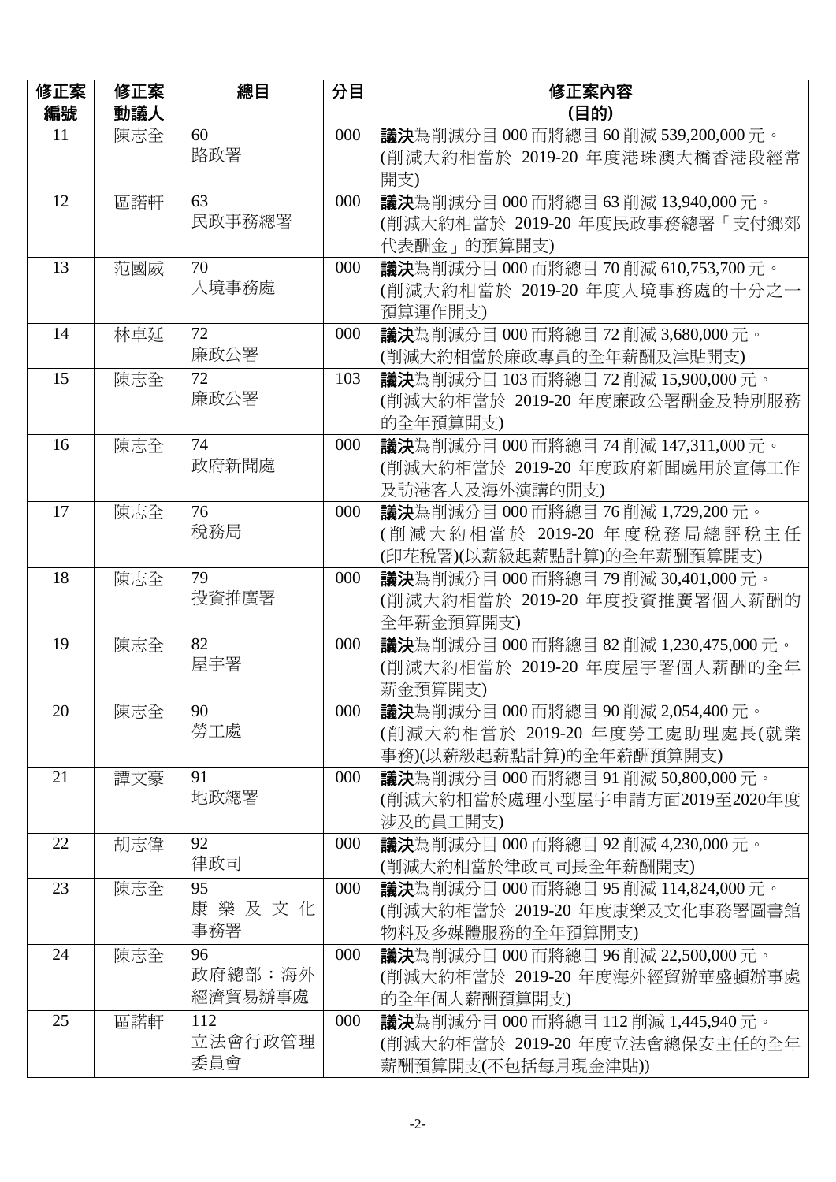| 修正案編號 | 修正案動議人 | 總目 | 分目 | 修正案內容 (目的) |
|---|---|---|---|---|
| 11 | 陳志全 | 60 路政署 | 000 | **議決**為削減分目 000 而將總目 60 削減 539,200,000 元。(削減大約相當於 2019-20 年度港珠澳大橋香港段經常開支) |
| 12 | 區諾軒 | 63 民政事務總署 | 000 | **議決**為削減分目 000 而將總目 63 削減 13,940,000 元。(削減大約相當於 2019-20 年度民政事務總署「支付鄉郊代表酬金」的預算開支) |
| 13 | 范國威 | 70 入境事務處 | 000 | **議決**為削減分目 000 而將總目 70 削減 610,753,700 元。(削減大約相當於 2019-20 年度入境事務處的十分之一預算運作開支) |
| 14 | 林卓廷 | 72 廉政公署 | 000 | **議決**為削減分目 000 而將總目 72 削減 3,680,000 元。(削減大約相當於廉政專員的全年薪酬及津貼開支) |
| 15 | 陳志全 | 72 廉政公署 | 103 | **議決**為削減分目 103 而將總目 72 削減 15,900,000 元。(削減大約相當於 2019-20 年度廉政公署酬金及特別服務的全年預算開支) |
| 16 | 陳志全 | 74 政府新聞處 | 000 | **議決**為削減分目 000 而將總目 74 削減 147,311,000 元。(削減大約相當於 2019-20 年度政府新聞處用於宣傳工作及訪港客人及海外演講的開支) |
| 17 | 陳志全 | 76 稅務局 | 000 | **議決**為削減分目 000 而將總目 76 削減 1,729,200 元。(削減大約相當於 2019-20 年度稅務局總評稅主任(印花稅署)(以薪級起薪點計算)的全年薪酬預算開支) |
| 18 | 陳志全 | 79 投資推廣署 | 000 | **議決**為削減分目 000 而將總目 79 削減 30,401,000 元。(削減大約相當於 2019-20 年度投資推廣署個人薪酬的全年薪金預算開支) |
| 19 | 陳志全 | 82 屋宇署 | 000 | **議決**為削減分目 000 而將總目 82 削減 1,230,475,000 元。(削減大約相當於 2019-20 年度屋宇署個人薪酬的全年薪金預算開支) |
| 20 | 陳志全 | 90 勞工處 | 000 | **議決**為削減分目 000 而將總目 90 削減 2,054,400 元。(削減大約相當於 2019-20 年度勞工處助理處長(就業事務)(以薪級起薪點計算)的全年薪酬預算開支) |
| 21 | 譚文豪 | 91 地政總署 | 000 | **議決**為削減分目 000 而將總目 91 削減 50,800,000 元。(削減大約相當於處理小型屋宇申請方面2019至2020年度涉及的員工開支) |
| 22 | 胡志偉 | 92 律政司 | 000 | **議決**為削減分目 000 而將總目 92 削減 4,230,000 元。(削減大約相當於律政司司長全年薪酬開支) |
| 23 | 陳志全 | 95 康樂及文化事務署 | 000 | **議決**為削減分目 000 而將總目 95 削減 114,824,000 元。(削減大約相當於 2019-20 年度康樂及文化事務署圖書館物料及多媒體服務的全年預算開支) |
| 24 | 陳志全 | 96 政府總部：海外經濟貿易辦事處 | 000 | **議決**為削減分目 000 而將總目 96 削減 22,500,000 元。(削減大約相當於 2019-20 年度海外經貿辦華盛頓辦事處的全年個人薪酬預算開支) |
| 25 | 區諾軒 | 112 立法會行政管理委員會 | 000 | **議決**為削減分目 000 而將總目 112 削減 1,445,940 元。(削減大約相當於 2019-20 年度立法會總保安主任的全年薪酬預算開支(不包括每月現金津貼)) |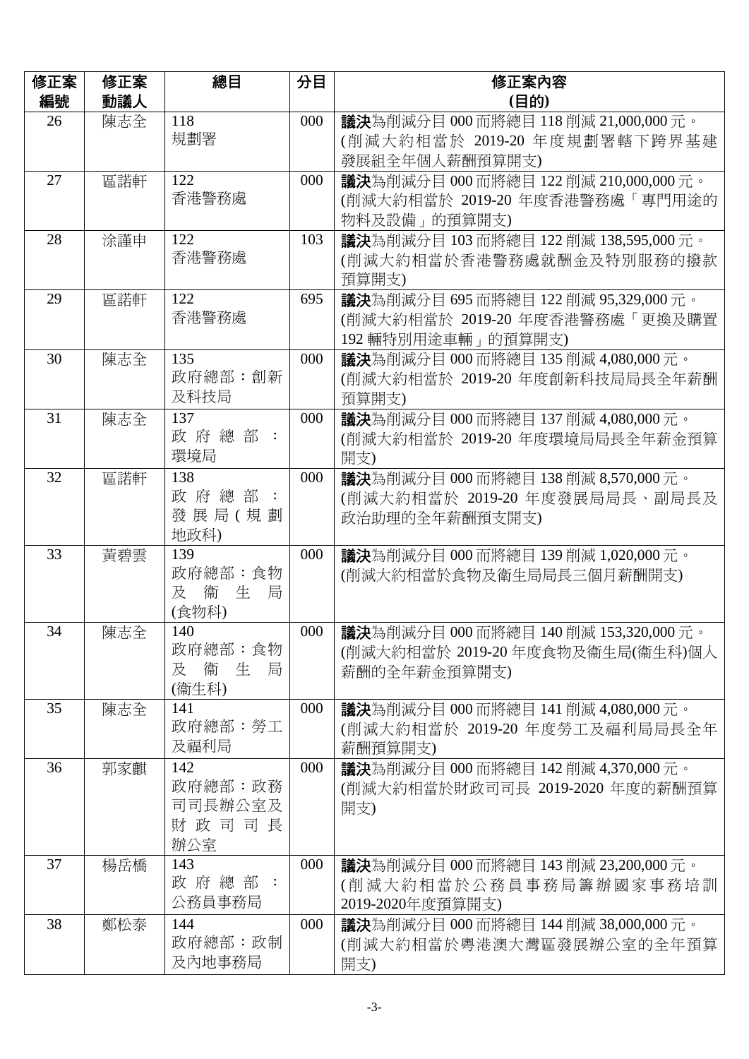| 修正案編號 | 修正案動議人 | 總目 | 分目 | 修正案內容 (目的) |
|---|---|---|---|---|
| 26 | 陳志全 | 118 規劃署 | 000 | **議決**為削減分目 000 而將總目 118 削減 21,000,000 元。(削減大約相當於 2019-20 年度規劃署轄下跨界基建發展組全年個人薪酬預算開支) |
| 27 | 區諾軒 | 122 香港警務處 | 000 | **議決**為削減分目 000 而將總目 122 削減 210,000,000 元。(削減大約相當於 2019-20 年度香港警務處「專門用途的物料及設備」的預算開支) |
| 28 | 涂謹申 | 122 香港警務處 | 103 | **議決**為削減分目 103 而將總目 122 削減 138,595,000 元。(削減大約相當於香港警務處就酬金及特別服務的撥款預算開支) |
| 29 | 區諾軒 | 122 香港警務處 | 695 | **議決**為削減分目 695 而將總目 122 削減 95,329,000 元。(削減大約相當於 2019-20 年度香港警務處「更換及購置 192 輛特別用途車輛」的預算開支) |
| 30 | 陳志全 | 135 政府總部：創新及科技局 | 000 | **議決**為削減分目 000 而將總目 135 削減 4,080,000 元。(削減大約相當於 2019-20 年度創新科技局局長全年薪酬預算開支) |
| 31 | 陳志全 | 137 政府總部：環境局 | 000 | **議決**為削減分目 000 而將總目 137 削減 4,080,000 元。(削減大約相當於 2019-20 年度環境局局長全年薪金預算開支) |
| 32 | 區諾軒 | 138 政府總部：發展局(規劃地政科) | 000 | **議決**為削減分目 000 而將總目 138 削減 8,570,000 元。(削減大約相當於 2019-20 年度發展局局長、副局長及政治助理的全年薪酬預支開支) |
| 33 | 黃碧雲 | 139 政府總部：食物及衛生局(食物科) | 000 | **議決**為削減分目 000 而將總目 139 削減 1,020,000 元。(削減大約相當於食物及衛生局局長三個月薪酬開支) |
| 34 | 陳志全 | 140 政府總部：食物及衛生局(衛生科) | 000 | **議決**為削減分目 000 而將總目 140 削減 153,320,000 元。(削減大約相當於 2019-20 年度食物及衛生局(衛生科)個人薪酬的全年薪金預算開支) |
| 35 | 陳志全 | 141 政府總部：勞工及福利局 | 000 | **議決**為削減分目 000 而將總目 141 削減 4,080,000 元。(削減大約相當於 2019-20 年度勞工及福利局局長全年薪酬預算開支) |
| 36 | 郭家麒 | 142 政府總部：政務司司長辦公室及財政司司長辦公室 | 000 | **議決**為削減分目 000 而將總目 142 削減 4,370,000 元。(削減大約相當於財政司司長 2019-2020 年度的薪酬預算開支) |
| 37 | 楊岳橋 | 143 政府總部：公務員事務局 | 000 | **議決**為削減分目 000 而將總目 143 削減 23,200,000 元。(削減大約相當於公務員事務局籌辦國家事務培訓 2019-2020年度預算開支) |
| 38 | 鄭松泰 | 144 政府總部：政制及內地事務局 | 000 | **議決**為削減分目 000 而將總目 144 削減 38,000,000 元。(削減大約相當於粵港澳大灣區發展辦公室的全年預算開支) |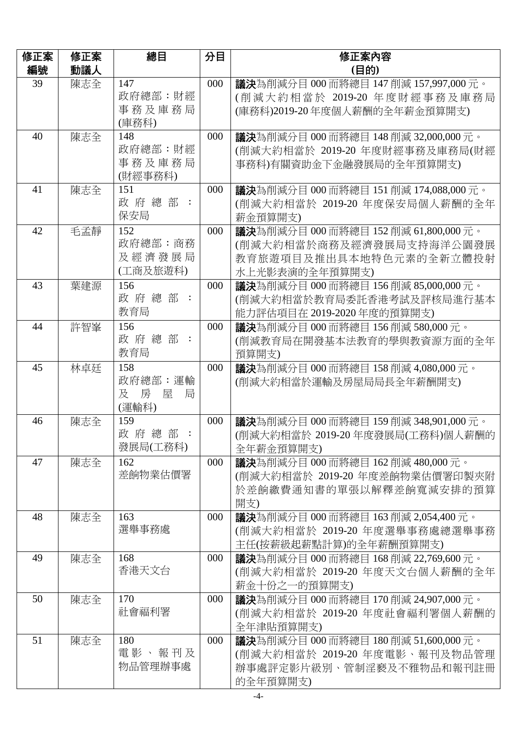| 修正案編號 | 修正案動議人 | 總目 | 分目 | 修正案內容<br>(目的) |
|---|---|---|---|---|
| 39 | 陳志全 | 147<br>政府總部：財經事務及庫務局(庫務科) | 000 | **議決**為削減分目 000 而將總目 147 削減 157,997,000 元。<br>(削減大約相當於 2019-20 年度財經事務及庫務局(庫務科)2019-20 年度個人薪酬的全年薪金預算開支) |
| 40 | 陳志全 | 148<br>政府總部：財經事務及庫務局(財經事務科) | 000 | **議決**為削減分目 000 而將總目 148 削減 32,000,000 元。<br>(削減大約相當於 2019-20 年度財經事務及庫務局(財經事務科)有關資助金下金融發展局的全年預算開支) |
| 41 | 陳志全 | 151<br>政府總部：保安局 | 000 | **議決**為削減分目 000 而將總目 151 削減 174,088,000 元。<br>(削減大約相當於 2019-20 年度保安局個人薪酬的全年薪金預算開支) |
| 42 | 毛孟靜 | 152<br>政府總部：商務及經濟發展局(工商及旅遊科) | 000 | **議決**為削減分目 000 而將總目 152 削減 61,800,000 元。<br>(削減大約相當於商務及經濟發展局支持海洋公園發展教育旅遊項目及推出具本地特色元素的全新立體投射水上光影表演的全年預算開支) |
| 43 | 葉建源 | 156<br>政府總部：教育局 | 000 | **議決**為削減分目 000 而將總目 156 削減 85,000,000 元。<br>(削減大約相當於教育局委託香港考試及評核局進行基本能力評估項目在 2019-2020 年度的預算開支) |
| 44 | 許智峯 | 156<br>政府總部：教育局 | 000 | **議決**為削減分目 000 而將總目 156 削減 580,000 元。<br>(削減教育局在開發基本法教育的學與教資源方面的全年預算開支) |
| 45 | 林卓廷 | 158<br>政府總部：運輸及房屋局(運輸科) | 000 | **議決**為削減分目 000 而將總目 158 削減 4,080,000 元。<br>(削減大約相當於運輸及房屋局局長全年薪酬開支) |
| 46 | 陳志全 | 159<br>政府總部：發展局(工務科) | 000 | **議決**為削減分目 000 而將總目 159 削減 348,901,000 元。<br>(削減大約相當於 2019-20 年度發展局(工務科)個人薪酬的全年薪金預算開支) |
| 47 | 陳志全 | 162<br>差餉物業估價署 | 000 | **議決**為削減分目 000 而將總目 162 削減 480,000 元。<br>(削減大約相當於 2019-20 年度差餉物業估價署印製夾附於差餉繳費通知書的單張以解釋差餉寬減安排的預算開支) |
| 48 | 陳志全 | 163<br>選舉事務處 | 000 | **議決**為削減分目 000 而將總目 163 削減 2,054,400 元。<br>(削減大約相當於 2019-20 年度選舉事務處總選舉事務主任(按薪級起薪點計算)的全年薪酬預算開支) |
| 49 | 陳志全 | 168<br>香港天文台 | 000 | **議決**為削減分目 000 而將總目 168 削減 22,769,600 元。<br>(削減大約相當於 2019-20 年度天文台個人薪酬的全年薪金十份之一的預算開支) |
| 50 | 陳志全 | 170<br>社會福利署 | 000 | **議決**為削減分目 000 而將總目 170 削減 24,907,000 元。<br>(削減大約相當於 2019-20 年度社會福利署個人薪酬的全年津貼預算開支) |
| 51 | 陳志全 | 180<br>電影、報刊及物品管理辦事處 | 000 | **議決**為削減分目 000 而將總目 180 削減 51,600,000 元。<br>(削減大約相當於 2019-20 年度電影、報刊及物品管理辦事處評定影片級別、管制淫褻及不雅物品和報刊註冊的全年預算開支) |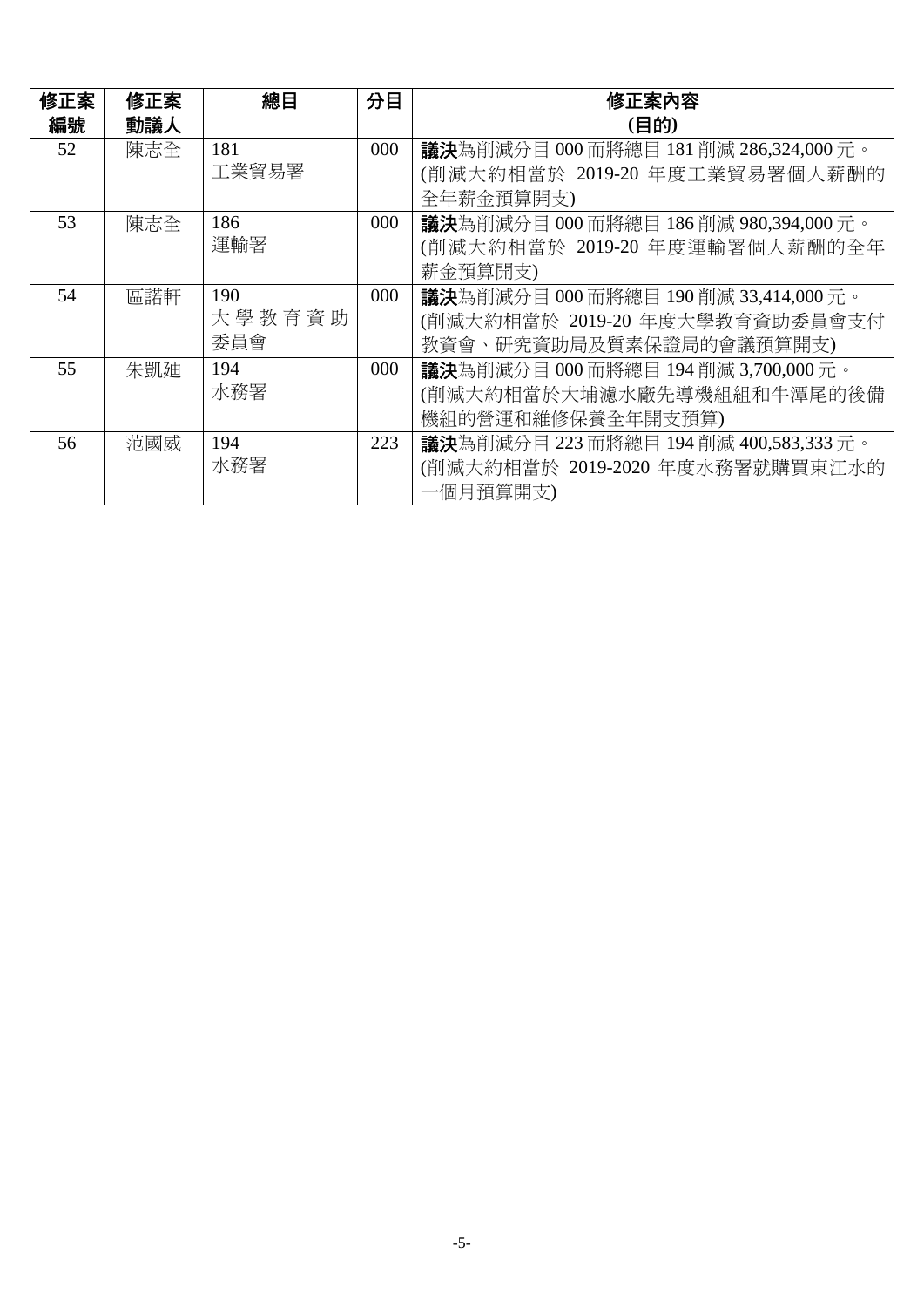| 修正案編號 | 修正案動議人 | 總目 | 分目 | 修正案內容 (目的) |
| --- | --- | --- | --- | --- |
| 52 | 陳志全 | 181 工業貿易署 | 000 | **議決**為削減分目 000 而將總目 181 削減 286,324,000 元。(削減大約相當於 2019-20 年度工業貿易署個人薪酬的全年薪金預算開支) |
| 53 | 陳志全 | 186 運輸署 | 000 | **議決**為削減分目 000 而將總目 186 削減 980,394,000 元。(削減大約相當於 2019-20 年度運輸署個人薪酬的全年薪金預算開支) |
| 54 | 區諾軒 | 190 大學教育資助委員會 | 000 | **議決**為削減分目 000 而將總目 190 削減 33,414,000 元。(削減大約相當於 2019-20 年度大學教育資助委員會支付教資會、研究資助局及質素保證局的會議預算開支) |
| 55 | 朱凱廸 | 194 水務署 | 000 | **議決**為削減分目 000 而將總目 194 削減 3,700,000 元。(削減大約相當於大埔濾水廠先導機組組和牛潭尾的後備機組的營運和維修保養全年開支預算) |
| 56 | 范國威 | 194 水務署 | 223 | **議決**為削減分目 223 而將總目 194 削減 400,583,333 元。(削減大約相當於 2019-2020 年度水務署就購買東江水的一個月預算開支) |